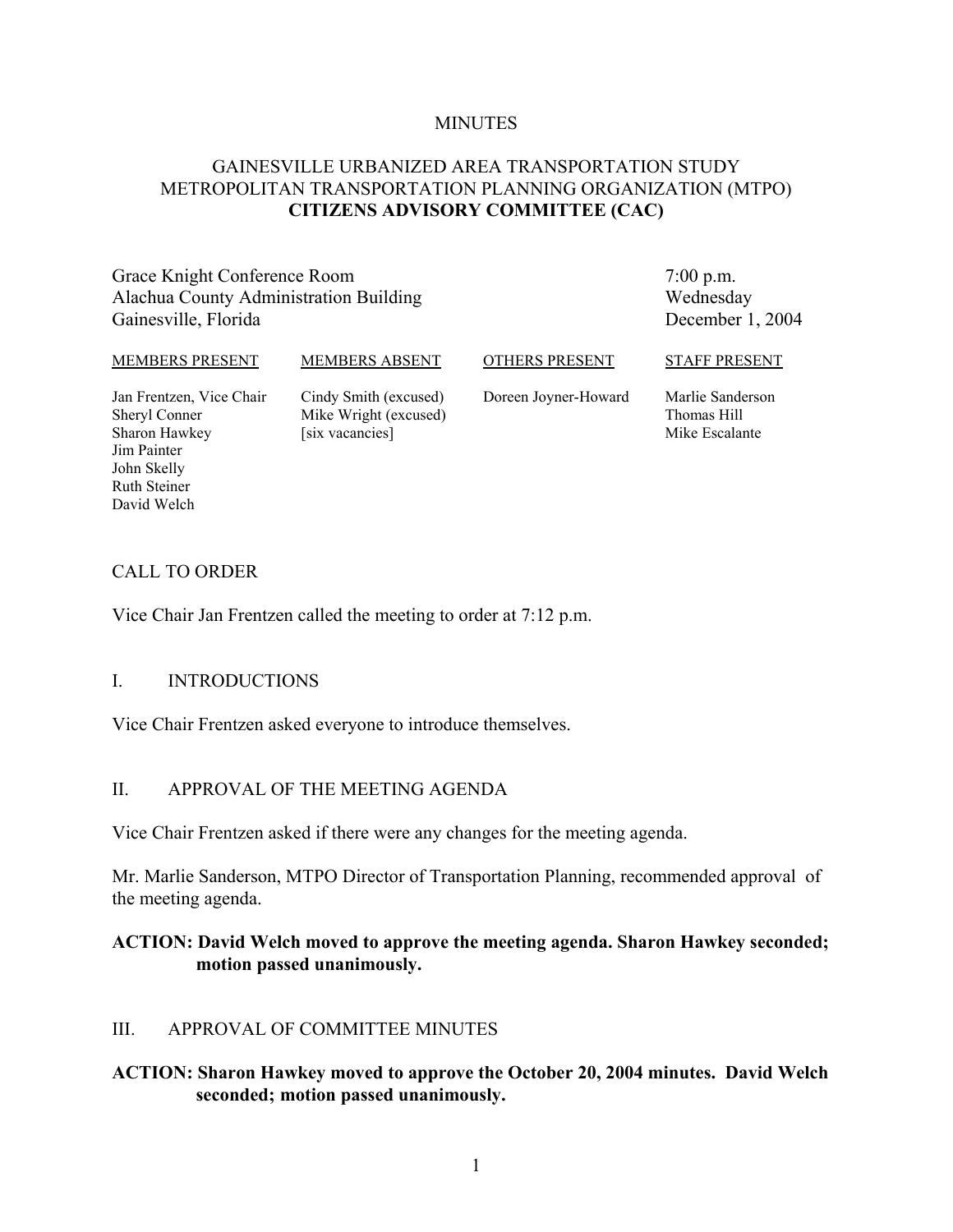MINUTES

# GAINESVILLE URBANIZED AREA TRANSPORTATION STUDY METROPOLITAN TRANSPORTATION PLANNING ORGANIZATION (MTPO) **CITIZENS ADVISORY COMMITTEE (CAC)**

Grace Knight Conference Room
Alachua County Administration Building
Gainesville, Florida

7:00 p.m.
Wednesday
December 1, 2004

| MEMBERS PRESENT | MEMBERS ABSENT | OTHERS PRESENT | STAFF PRESENT |
|---|---|---|---|
| Jan Frentzen, Vice Chair | Cindy Smith (excused) | Doreen Joyner-Howard | Marlie Sanderson |
| Sheryl Conner | Mike Wright (excused) | | Thomas Hill |
| Sharon Hawkey | [six vacancies] | | Mike Escalante |
| Jim Painter | | | |
| John Skelly | | | |
| Ruth Steiner | | | |
| David Welch | | | |

## CALL TO ORDER

Vice Chair Jan Frentzen called the meeting to order at 7:12 p.m.

## I. INTRODUCTIONS

Vice Chair Frentzen asked everyone to introduce themselves.

## II. APPROVAL OF THE MEETING AGENDA

Vice Chair Frentzen asked if there were any changes for the meeting agenda.

Mr. Marlie Sanderson, MTPO Director of Transportation Planning, recommended approval of the meeting agenda.

**ACTION: David Welch moved to approve the meeting agenda. Sharon Hawkey seconded; motion passed unanimously.**

## III. APPROVAL OF COMMITTEE MINUTES

**ACTION: Sharon Hawkey moved to approve the October 20, 2004 minutes. David Welch seconded; motion passed unanimously.**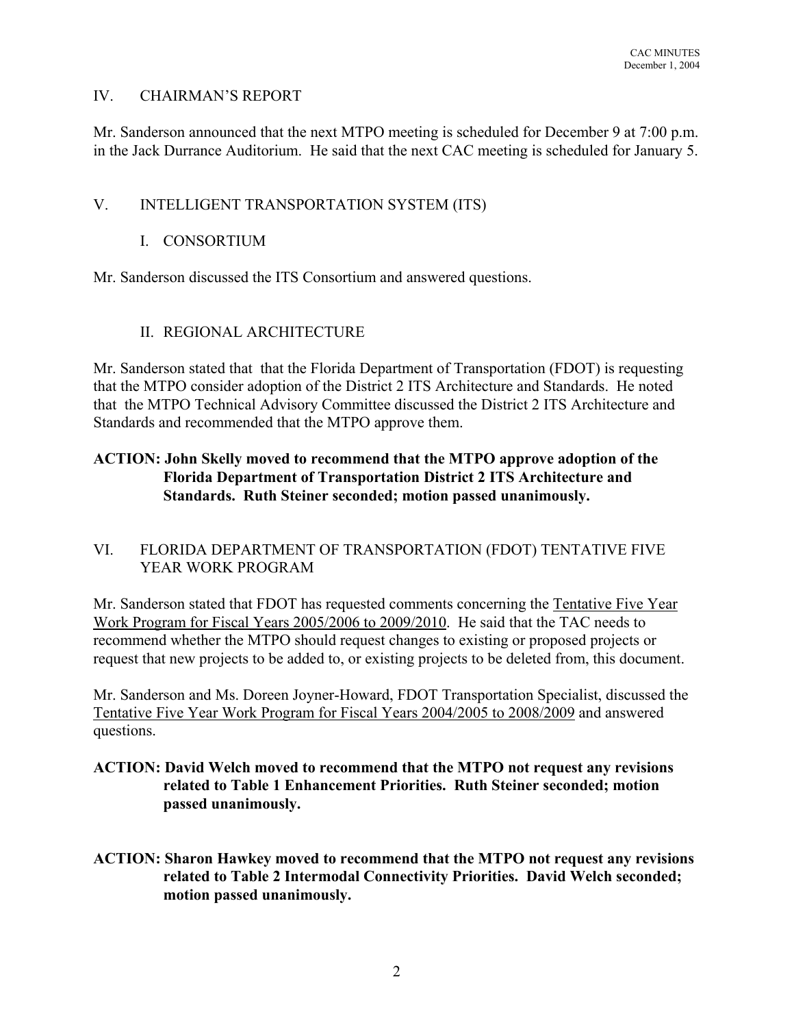## IV. CHAIRMAN'S REPORT

Mr. Sanderson announced that the next MTPO meeting is scheduled for December 9 at 7:00 p.m. in the Jack Durrance Auditorium. He said that the next CAC meeting is scheduled for January 5.

## V. INTELLIGENT TRANSPORTATION SYSTEM (ITS)

### I. CONSORTIUM

Mr. Sanderson discussed the ITS Consortium and answered questions.

### II. REGIONAL ARCHITECTURE

Mr. Sanderson stated that that the Florida Department of Transportation (FDOT) is requesting that the MTPO consider adoption of the District 2 ITS Architecture and Standards. He noted that the MTPO Technical Advisory Committee discussed the District 2 ITS Architecture and Standards and recommended that the MTPO approve them.

**ACTION: John Skelly moved to recommend that the MTPO approve adoption of the Florida Department of Transportation District 2 ITS Architecture and Standards. Ruth Steiner seconded; motion passed unanimously.**

## VI. FLORIDA DEPARTMENT OF TRANSPORTATION (FDOT) TENTATIVE FIVE YEAR WORK PROGRAM

Mr. Sanderson stated that FDOT has requested comments concerning the Tentative Five Year Work Program for Fiscal Years 2005/2006 to 2009/2010. He said that the TAC needs to recommend whether the MTPO should request changes to existing or proposed projects or request that new projects to be added to, or existing projects to be deleted from, this document.

Mr. Sanderson and Ms. Doreen Joyner-Howard, FDOT Transportation Specialist, discussed the Tentative Five Year Work Program for Fiscal Years 2004/2005 to 2008/2009 and answered questions.

**ACTION: David Welch moved to recommend that the MTPO not request any revisions related to Table 1 Enhancement Priorities. Ruth Steiner seconded; motion passed unanimously.**

**ACTION: Sharon Hawkey moved to recommend that the MTPO not request any revisions related to Table 2 Intermodal Connectivity Priorities. David Welch seconded; motion passed unanimously.**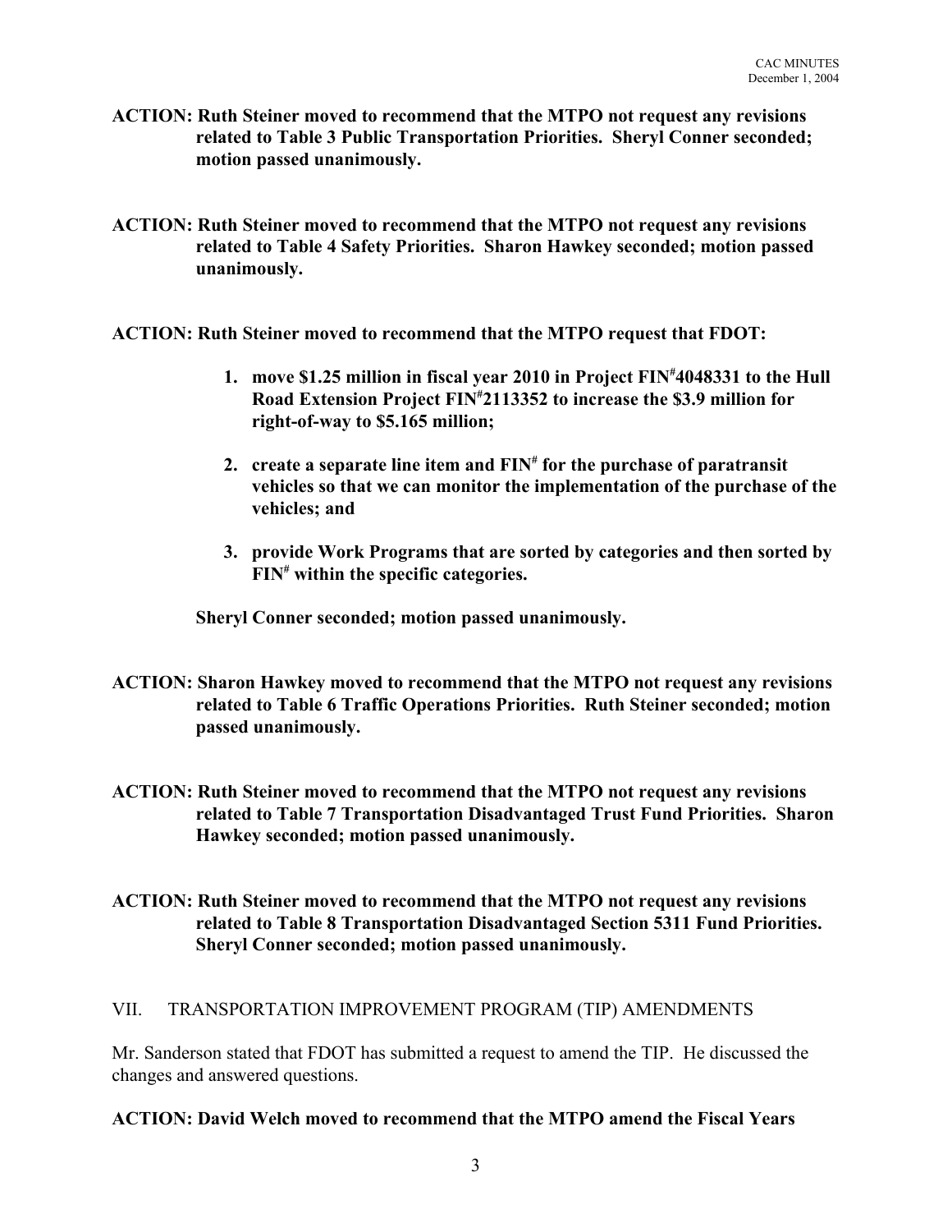**ACTION: Ruth Steiner moved to recommend that the MTPO not request any revisions related to Table 3 Public Transportation Priorities. Sheryl Conner seconded; motion passed unanimously.**

**ACTION: Ruth Steiner moved to recommend that the MTPO not request any revisions related to Table 4 Safety Priorities. Sharon Hawkey seconded; motion passed unanimously.**

**ACTION: Ruth Steiner moved to recommend that the MTPO request that FDOT:**

1. **move $1.25 million in fiscal year 2010 in Project FIN#4048331 to the Hull Road Extension Project FIN#2113352 to increase the $3.9 million for right-of-way to $5.165 million;**

2. **create a separate line item and FIN# for the purchase of paratransit vehicles so that we can monitor the implementation of the purchase of the vehicles; and**

3. **provide Work Programs that are sorted by categories and then sorted by FIN# within the specific categories.**

**Sheryl Conner seconded; motion passed unanimously.**

**ACTION: Sharon Hawkey moved to recommend that the MTPO not request any revisions related to Table 6 Traffic Operations Priorities. Ruth Steiner seconded; motion passed unanimously.**

**ACTION: Ruth Steiner moved to recommend that the MTPO not request any revisions related to Table 7 Transportation Disadvantaged Trust Fund Priorities. Sharon Hawkey seconded; motion passed unanimously.**

**ACTION: Ruth Steiner moved to recommend that the MTPO not request any revisions related to Table 8 Transportation Disadvantaged Section 5311 Fund Priorities. Sheryl Conner seconded; motion passed unanimously.**

## VII. TRANSPORTATION IMPROVEMENT PROGRAM (TIP) AMENDMENTS

Mr. Sanderson stated that FDOT has submitted a request to amend the TIP. He discussed the changes and answered questions.

**ACTION: David Welch moved to recommend that the MTPO amend the Fiscal Years**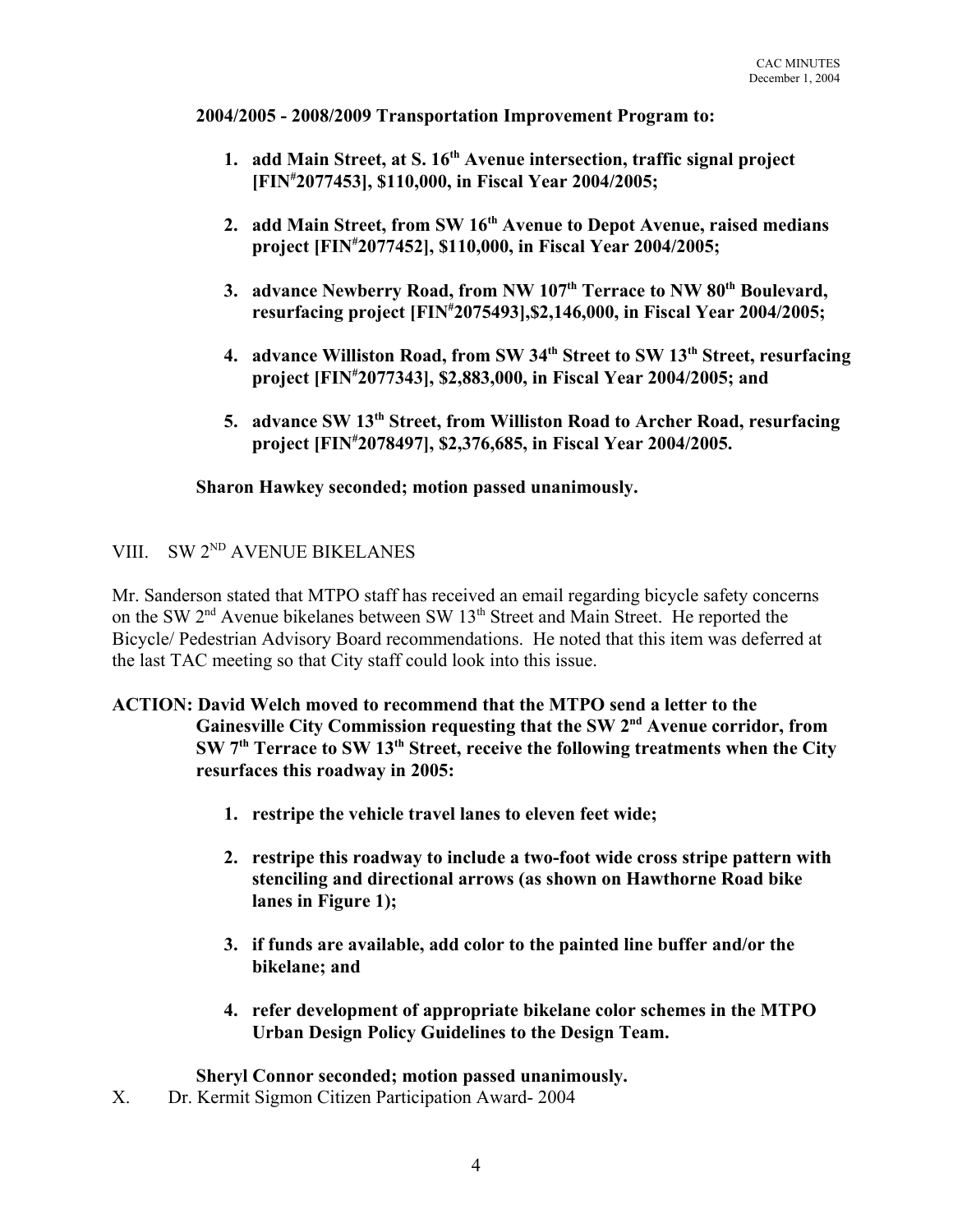**2004/2005 - 2008/2009 Transportation Improvement Program to:**

1. **add Main Street, at S. 16th Avenue intersection, traffic signal project [FIN#2077453], $110,000, in Fiscal Year 2004/2005;**

2. **add Main Street, from SW 16th Avenue to Depot Avenue, raised medians project [FIN#2077452], $110,000, in Fiscal Year 2004/2005;**

3. **advance Newberry Road, from NW 107th Terrace to NW 80th Boulevard, resurfacing project [FIN#2075493],$2,146,000, in Fiscal Year 2004/2005;**

4. **advance Williston Road, from SW 34th Street to SW 13th Street, resurfacing project [FIN#2077343], $2,883,000, in Fiscal Year 2004/2005; and**

5. **advance SW 13th Street, from Williston Road to Archer Road, resurfacing project [FIN#2078497], $2,376,685, in Fiscal Year 2004/2005.**

**Sharon Hawkey seconded; motion passed unanimously.**

## VIII. SW 2ND AVENUE BIKELANES

Mr. Sanderson stated that MTPO staff has received an email regarding bicycle safety concerns on the SW 2nd Avenue bikelanes between SW 13th Street and Main Street. He reported the Bicycle/ Pedestrian Advisory Board recommendations. He noted that this item was deferred at the last TAC meeting so that City staff could look into this issue.

**ACTION: David Welch moved to recommend that the MTPO send a letter to the Gainesville City Commission requesting that the SW 2nd Avenue corridor, from SW 7th Terrace to SW 13th Street, receive the following treatments when the City resurfaces this roadway in 2005:**

1. **restripe the vehicle travel lanes to eleven feet wide;**

2. **restripe this roadway to include a two-foot wide cross stripe pattern with stenciling and directional arrows (as shown on Hawthorne Road bike lanes in Figure 1);**

3. **if funds are available, add color to the painted line buffer and/or the bikelane; and**

4. **refer development of appropriate bikelane color schemes in the MTPO Urban Design Policy Guidelines to the Design Team.**

**Sheryl Connor seconded; motion passed unanimously.**

## X. Dr. Kermit Sigmon Citizen Participation Award- 2004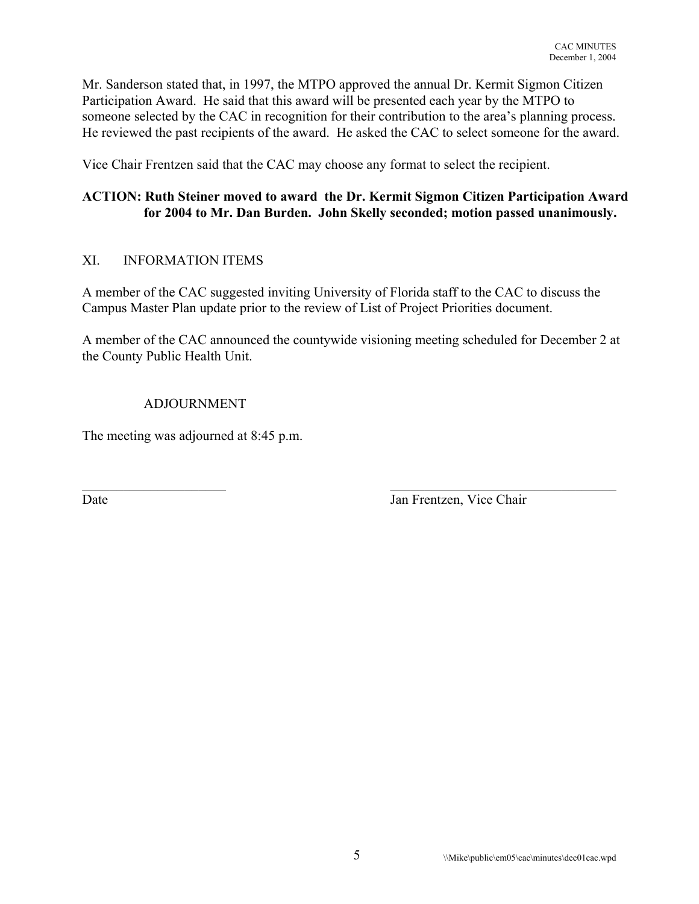Mr. Sanderson stated that, in 1997, the MTPO approved the annual Dr. Kermit Sigmon Citizen Participation Award. He said that this award will be presented each year by the MTPO to someone selected by the CAC in recognition for their contribution to the area's planning process. He reviewed the past recipients of the award. He asked the CAC to select someone for the award.

Vice Chair Frentzen said that the CAC may choose any format to select the recipient.

**ACTION: Ruth Steiner moved to award the Dr. Kermit Sigmon Citizen Participation Award for 2004 to Mr. Dan Burden. John Skelly seconded; motion passed unanimously.**

## XI. INFORMATION ITEMS

A member of the CAC suggested inviting University of Florida staff to the CAC to discuss the Campus Master Plan update prior to the review of List of Project Priorities document.

A member of the CAC announced the countywide visioning meeting scheduled for December 2 at the County Public Health Unit.

## ADJOURNMENT

The meeting was adjourned at 8:45 p.m.

\_\_\_\_\_\_\_\_\_\_\_\_\_\_\_\_\_\_\_\_\_\_ \_\_\_\_\_\_\_\_\_\_\_\_\_\_\_\_\_\_\_\_\_\_\_\_\_\_\_\_\_\_\_\_\_\_

Date Jan Frentzen, Vice Chair

\\Mike\public\em05\cac\minutes\dec01cac.wpd